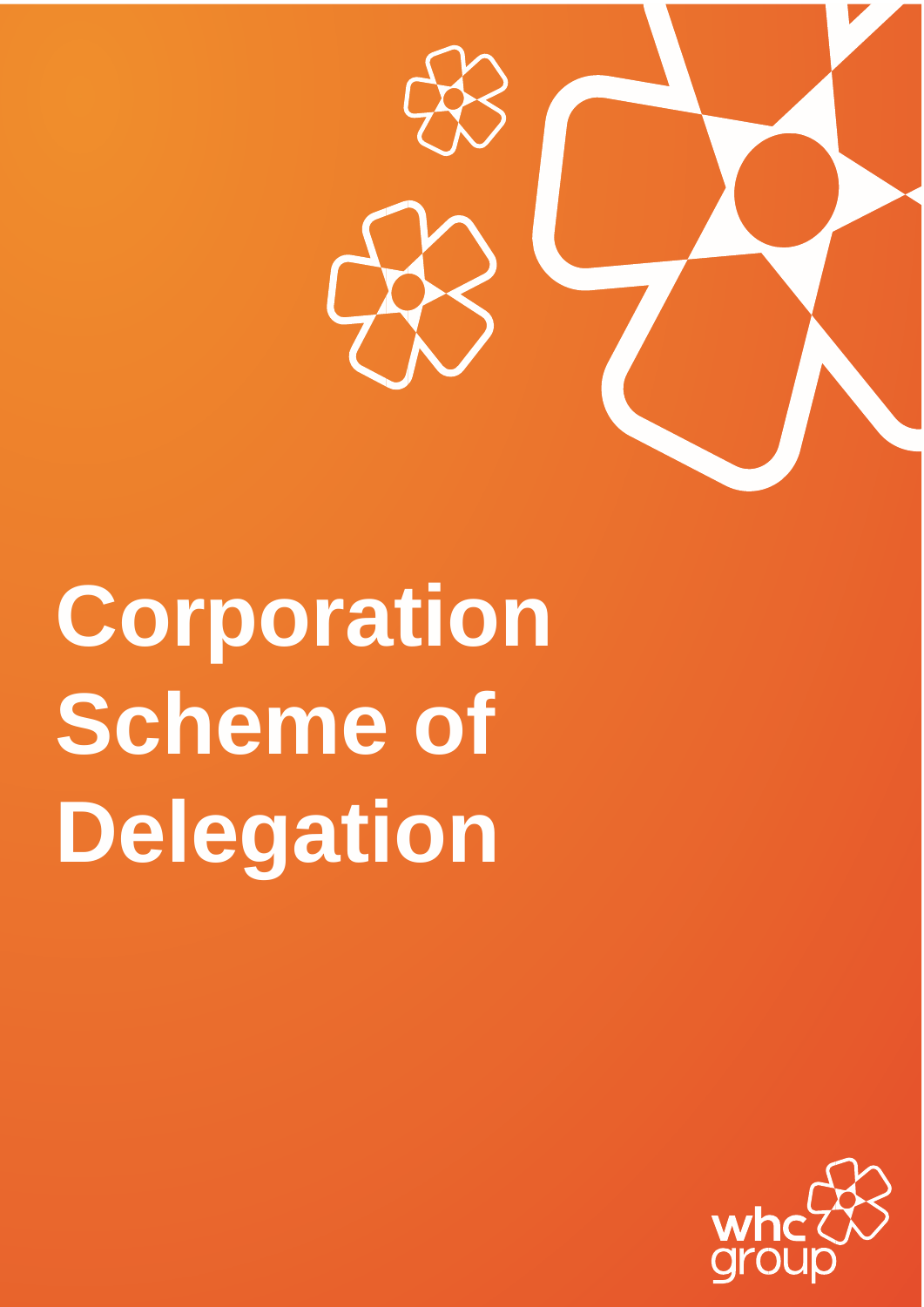# Corporation Scheme of Delegation

whc group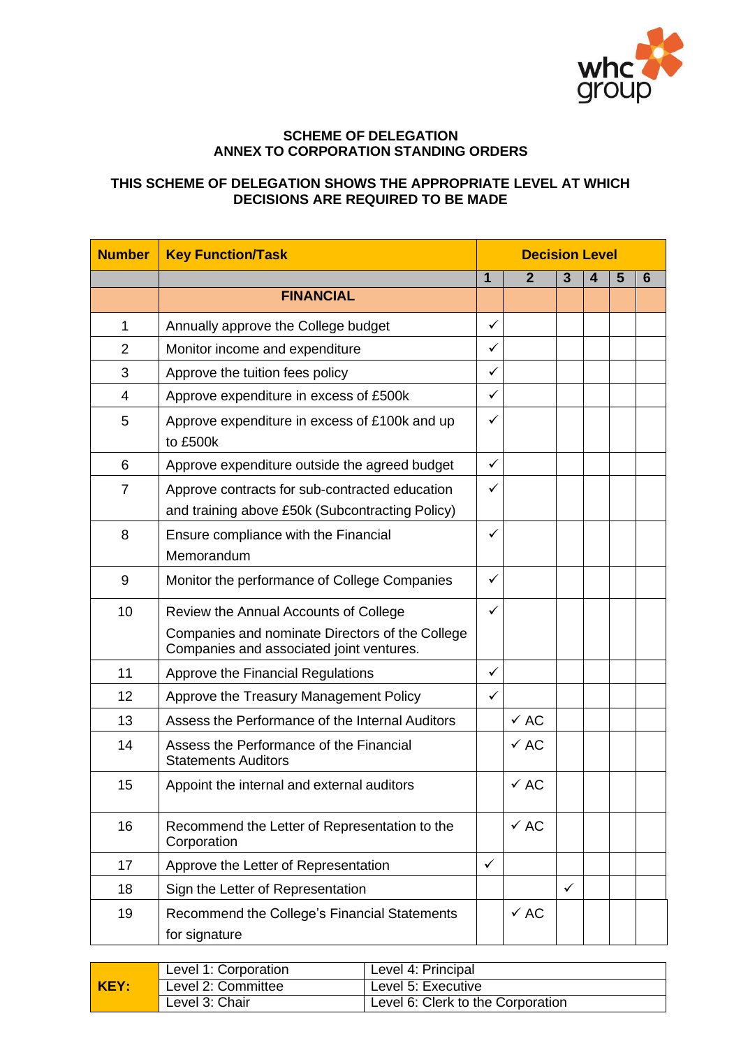**SCHEME OF DELEGATION**
**ANNEX TO CORPORATION STANDING ORDERS**

**THIS SCHEME OF DELEGATION SHOWS THE APPROPRIATE LEVEL AT WHICH DECISIONS ARE REQUIRED TO BE MADE**

| Number | Key Function/Task | Decision Level | | | | | |
|---|---|---|---|---|---|---|---|
| | | 1 | 2 | 3 | 4 | 5 | 6 |
| | **FINANCIAL** | | | | | | |
| 1 | Annually approve the College budget | ✓ | | | | | |
| 2 | Monitor income and expenditure | ✓ | | | | | |
| 3 | Approve the tuition fees policy | ✓ | | | | | |
| 4 | Approve expenditure in excess of £500k | ✓ | | | | | |
| 5 | Approve expenditure in excess of £100k and up to £500k | ✓ | | | | | |
| 6 | Approve expenditure outside the agreed budget | ✓ | | | | | |
| 7 | Approve contracts for sub-contracted education and training above £50k (Subcontracting Policy) | ✓ | | | | | |
| 8 | Ensure compliance with the Financial Memorandum | ✓ | | | | | |
| 9 | Monitor the performance of College Companies | ✓ | | | | | |
| 10 | Review the Annual Accounts of College Companies and nominate Directors of the College Companies and associated joint ventures. | ✓ | | | | | |
| 11 | Approve the Financial Regulations | ✓ | | | | | |
| 12 | Approve the Treasury Management Policy | ✓ | | | | | |
| 13 | Assess the Performance of the Internal Auditors | | ✓ AC | | | | |
| 14 | Assess the Performance of the Financial Statements Auditors | | ✓ AC | | | | |
| 15 | Appoint the internal and external auditors | | ✓ AC | | | | |
| 16 | Recommend the Letter of Representation to the Corporation | | ✓ AC | | | | |
| 17 | Approve the Letter of Representation | ✓ | | | | | |
| 18 | Sign the Letter of Representation | | | ✓ | | | |
| 19 | Recommend the College's Financial Statements for signature | | ✓ AC | | | | |

| **KEY:** | Level 1: Corporation | Level 4: Principal |
|---|---|---|
| | Level 2: Committee | Level 5: Executive |
| | Level 3: Chair | Level 6: Clerk to the Corporation |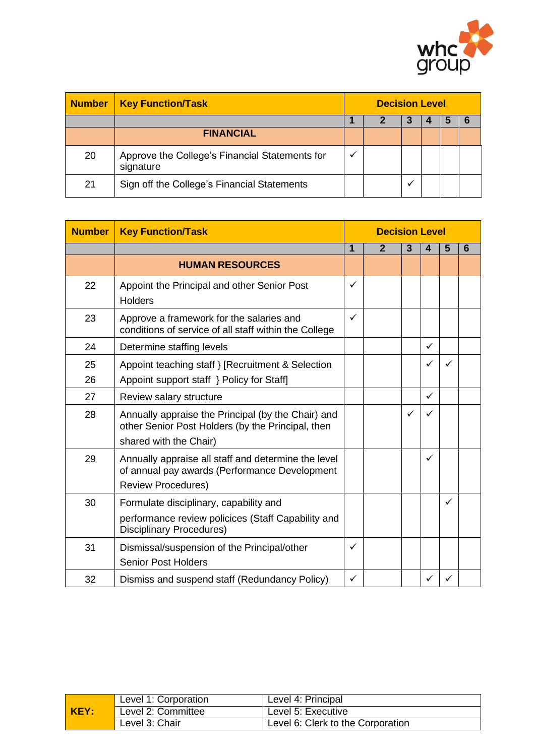| Number | Key Function/Task | Decision Level | | | | | |
|---|---|---|---|---|---|---|---|
| | | 1 | 2 | 3 | 4 | 5 | 6 |
| | **FINANCIAL** | | | | | | |
| 20 | Approve the College's Financial Statements for signature | ✓ | | | | | |
| 21 | Sign off the College's Financial Statements | | | ✓ | | | |

| Number | Key Function/Task | Decision Level | | | | | |
|---|---|---|---|---|---|---|---|
| | | 1 | 2 | 3 | 4 | 5 | 6 |
| | **HUMAN RESOURCES** | | | | | | |
| 22 | Appoint the Principal and other Senior Post Holders | ✓ | | | | | |
| 23 | Approve a framework for the salaries and conditions of service of all staff within the College | ✓ | | | | | |
| 24 | Determine staffing levels | | | | ✓ | | |
| 25<br>26 | Appoint teaching staff } [Recruitment & Selection<br>Appoint support staff } Policy for Staff] | | | | ✓ | ✓ | |
| 27 | Review salary structure | | | | ✓ | | |
| 28 | Annually appraise the Principal (by the Chair) and other Senior Post Holders (by the Principal, then shared with the Chair) | | | ✓ | ✓ | | |
| 29 | Annually appraise all staff and determine the level of annual pay awards (Performance Development Review Procedures) | | | | ✓ | | |
| 30 | Formulate disciplinary, capability and performance review policices (Staff Capability and Disciplinary Procedures) | | | | | ✓ | |
| 31 | Dismissal/suspension of the Principal/other Senior Post Holders | ✓ | | | | | |
| 32 | Dismiss and suspend staff (Redundancy Policy) | ✓ | | | ✓ | ✓ | |

| KEY: | | |
|---|---|---|
| | Level 1: Corporation | Level 4: Principal |
| | Level 2: Committee | Level 5: Executive |
| | Level 3: Chair | Level 6: Clerk to the Corporation |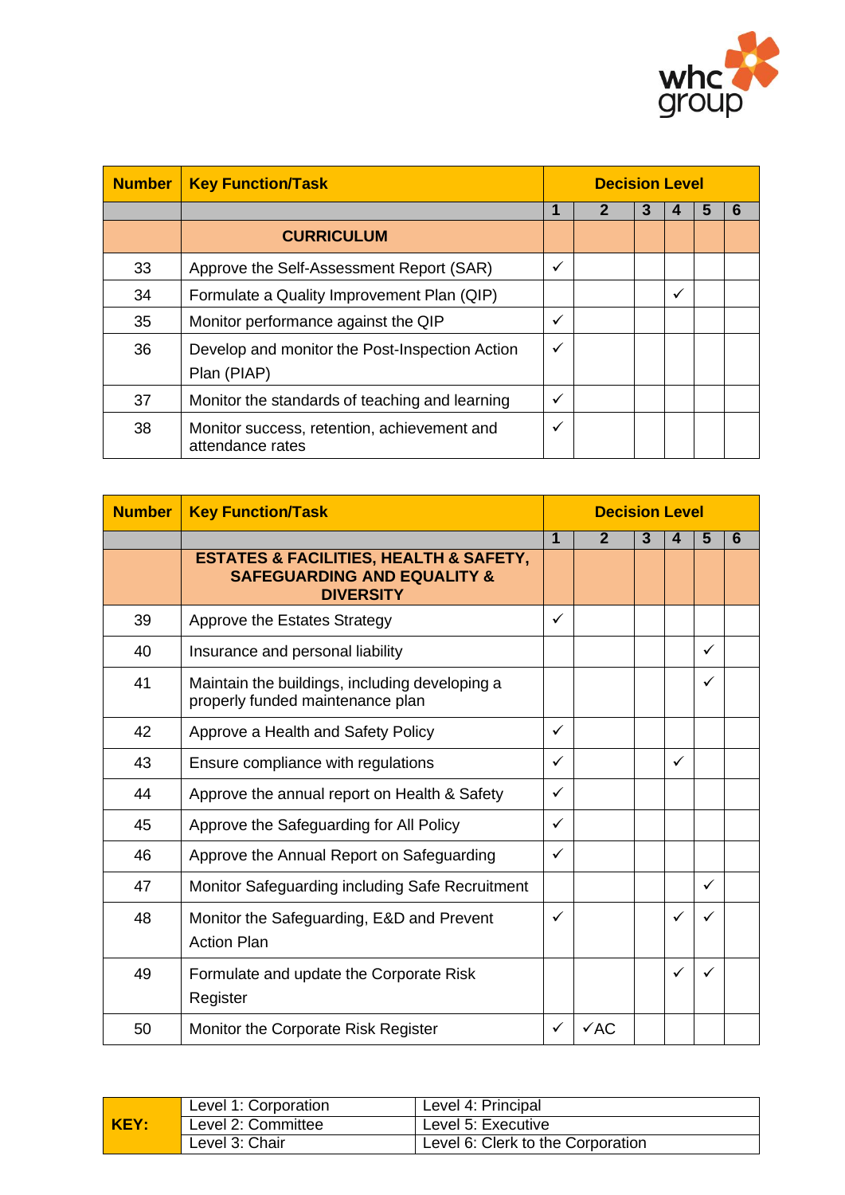| Number | Key Function/Task | Decision Level | | | | | |
|---|---|---|---|---|---|---|---|
| | | 1 | 2 | 3 | 4 | 5 | 6 |
| | **CURRICULUM** | | | | | | |
| 33 | Approve the Self-Assessment Report (SAR) | ✓ | | | | | |
| 34 | Formulate a Quality Improvement Plan (QIP) | | | | ✓ | | |
| 35 | Monitor performance against the QIP | ✓ | | | | | |
| 36 | Develop and monitor the Post-Inspection Action Plan (PIAP) | ✓ | | | | | |
| 37 | Monitor the standards of teaching and learning | ✓ | | | | | |
| 38 | Monitor success, retention, achievement and attendance rates | ✓ | | | | | |

| Number | Key Function/Task | Decision Level | | | | | |
|---|---|---|---|---|---|---|---|
| | | 1 | 2 | 3 | 4 | 5 | 6 |
| | **ESTATES & FACILITIES, HEALTH & SAFETY, SAFEGUARDING AND EQUALITY & DIVERSITY** | | | | | | |
| 39 | Approve the Estates Strategy | ✓ | | | | | |
| 40 | Insurance and personal liability | | | | | ✓ | |
| 41 | Maintain the buildings, including developing a properly funded maintenance plan | | | | | ✓ | |
| 42 | Approve a Health and Safety Policy | ✓ | | | | | |
| 43 | Ensure compliance with regulations | ✓ | | | ✓ | | |
| 44 | Approve the annual report on Health & Safety | ✓ | | | | | |
| 45 | Approve the Safeguarding for All Policy | ✓ | | | | | |
| 46 | Approve the Annual Report on Safeguarding | ✓ | | | | | |
| 47 | Monitor Safeguarding including Safe Recruitment | | | | | ✓ | |
| 48 | Monitor the Safeguarding, E&D and Prevent Action Plan | ✓ | | | ✓ | ✓ | |
| 49 | Formulate and update the Corporate Risk Register | | | | ✓ | ✓ | |
| 50 | Monitor the Corporate Risk Register | ✓ | ✓AC | | | | |

| KEY: | | |
|---|---|---|
| | Level 1: Corporation | Level 4: Principal |
| | Level 2: Committee | Level 5: Executive |
| | Level 3: Chair | Level 6: Clerk to the Corporation |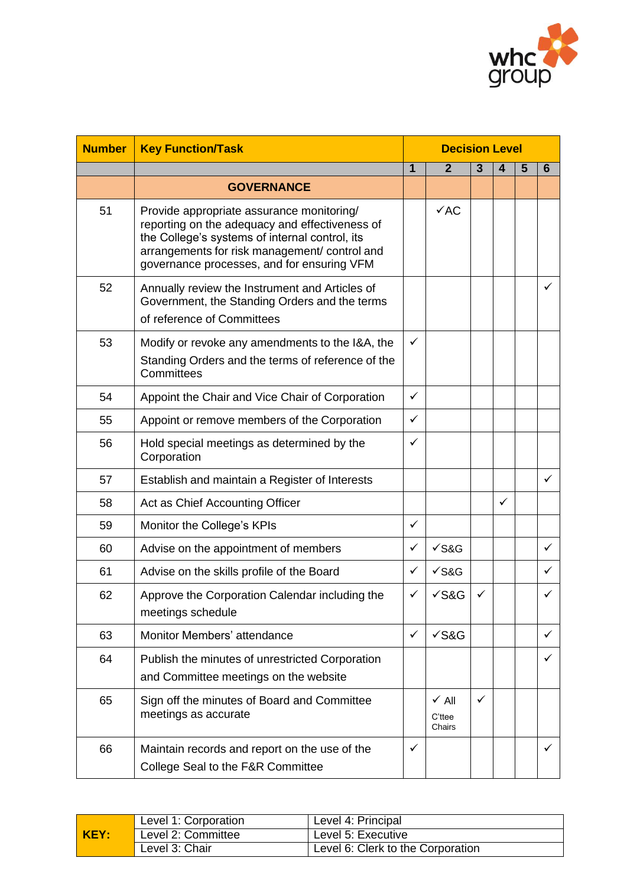| Number | Key Function/Task | Decision Level | | | | | |
|---|---|---|---|---|---|---|---|
| | | 1 | 2 | 3 | 4 | 5 | 6 |
| | **GOVERNANCE** | | | | | | |
| 51 | Provide appropriate assurance monitoring/ reporting on the adequacy and effectiveness of the College's systems of internal control, its arrangements for risk management/ control and governance processes, and for ensuring VFM | | ✓AC | | | | |
| 52 | Annually review the Instrument and Articles of Government, the Standing Orders and the terms of reference of Committees | | | | | | ✓ |
| 53 | Modify or revoke any amendments to the I&A, the Standing Orders and the terms of reference of the Committees | ✓ | | | | | |
| 54 | Appoint the Chair and Vice Chair of Corporation | ✓ | | | | | |
| 55 | Appoint or remove members of the Corporation | ✓ | | | | | |
| 56 | Hold special meetings as determined by the Corporation | ✓ | | | | | |
| 57 | Establish and maintain a Register of Interests | | | | | | ✓ |
| 58 | Act as Chief Accounting Officer | | | | ✓ | | |
| 59 | Monitor the College's KPIs | ✓ | | | | | |
| 60 | Advise on the appointment of members | ✓ | ✓S&G | | | | ✓ |
| 61 | Advise on the skills profile of the Board | ✓ | ✓S&G | | | | ✓ |
| 62 | Approve the Corporation Calendar including the meetings schedule | ✓ | ✓S&G | ✓ | | | ✓ |
| 63 | Monitor Members' attendance | ✓ | ✓S&G | | | | ✓ |
| 64 | Publish the minutes of unrestricted Corporation and Committee meetings on the website | | | | | | ✓ |
| 65 | Sign off the minutes of Board and Committee meetings as accurate | | ✓ All C'ttee Chairs | ✓ | | | |
| 66 | Maintain records and report on the use of the College Seal to the F&R Committee | ✓ | | | | | ✓ |

| KEY: | | |
|---|---|---|
| | Level 1: Corporation | Level 4: Principal |
| | Level 2: Committee | Level 5: Executive |
| | Level 3: Chair | Level 6: Clerk to the Corporation |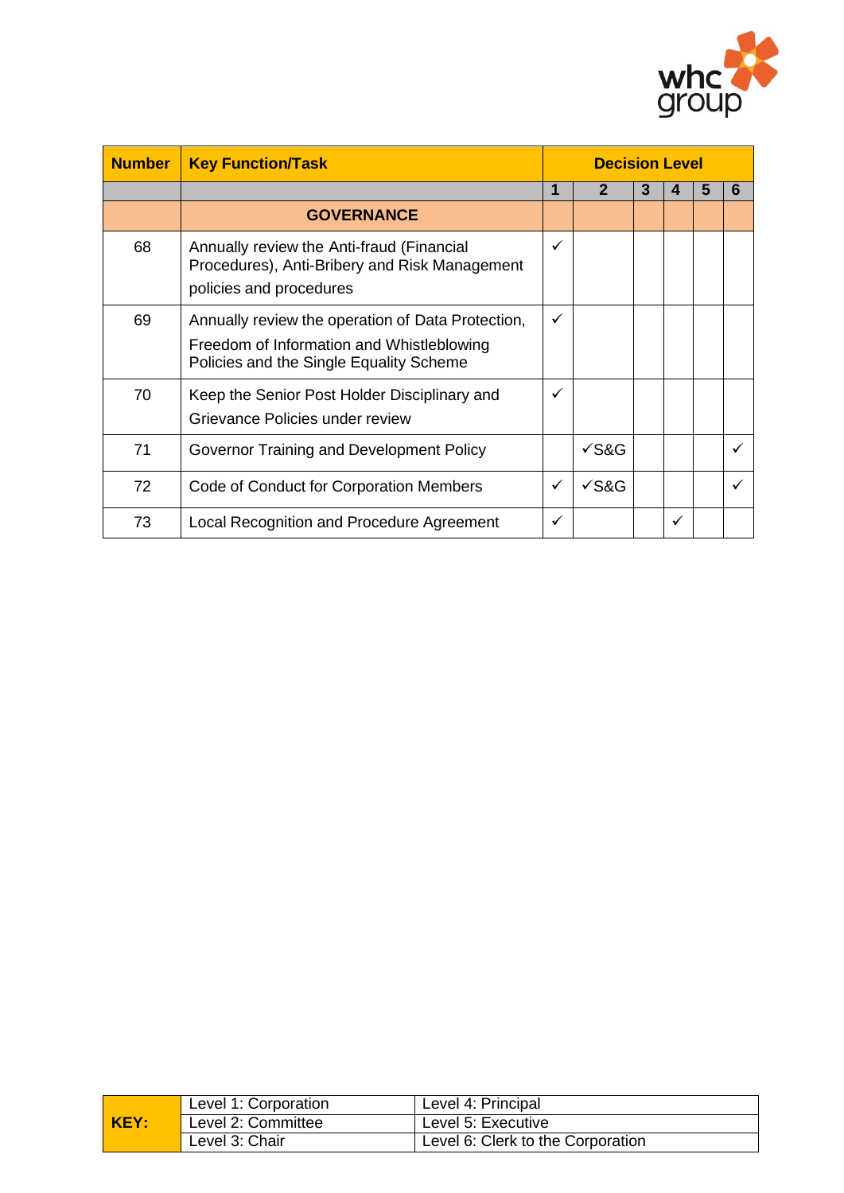| Number | Key Function/Task | Decision Level | | | | | |
|---|---|---|---|---|---|---|---|
| | | 1 | 2 | 3 | 4 | 5 | 6 |
| | **GOVERNANCE** | | | | | | |
| 68 | Annually review the Anti-fraud (Financial Procedures), Anti-Bribery and Risk Management policies and procedures | ✓ | | | | | |
| 69 | Annually review the operation of Data Protection, Freedom of Information and Whistleblowing Policies and the Single Equality Scheme | ✓ | | | | | |
| 70 | Keep the Senior Post Holder Disciplinary and Grievance Policies under review | ✓ | | | | | |
| 71 | Governor Training and Development Policy | | ✓S&G | | | | ✓ |
| 72 | Code of Conduct for Corporation Members | ✓ | ✓S&G | | | | ✓ |
| 73 | Local Recognition and Procedure Agreement | ✓ | | | ✓ | | |

| | | |
|---|---|---|
| **KEY:** | Level 1: Corporation | Level 4: Principal |
| | Level 2: Committee | Level 5: Executive |
| | Level 3: Chair | Level 6: Clerk to the Corporation |